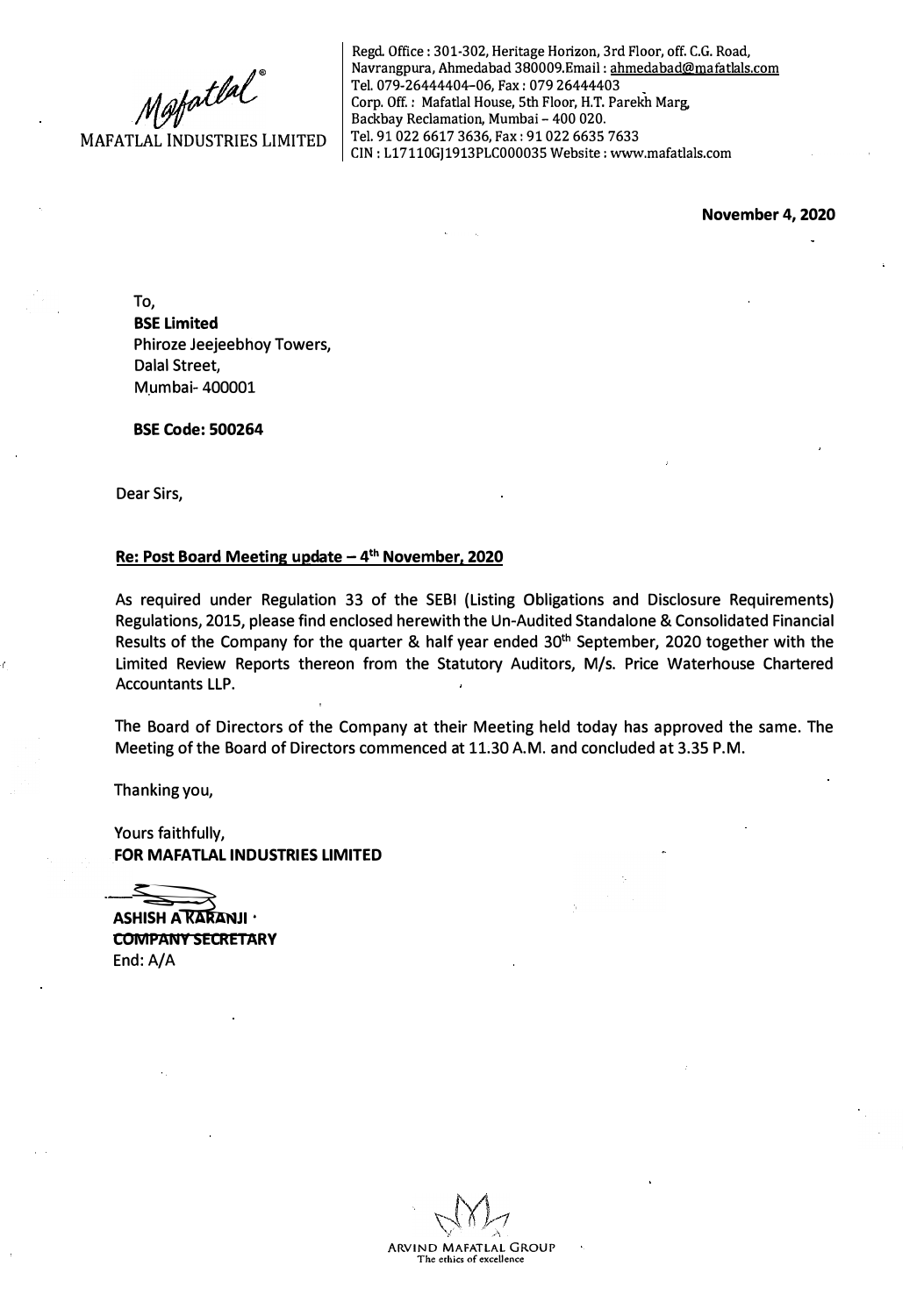MAFATLAL INDUSTRIES LIMITED

Regd. Office : 301-302, Heritage Horizon, 3rd Floor, off. C.G. Road, Navrangpura, Ahmedabad 380009.Email : ahmedabad@mafatlals.com
Tel. 079-26444404-06, Fax : 079 26444403
Corp. Off. : Mafatlal House, 5th Floor, H.T. Parekh Marg, Backbay Reclamation, Mumbai – 400 020.
Tel. 91 022 6617 3636, Fax : 91 022 6635 7633
CIN : L17110GJ1913PLC000035 Website : www.mafatlals.com

**November 4, 2020**

To,
**BSE Limited**
Phiroze Jeejeebhoy Towers,
Dalal Street,
Mumbai- 400001

**BSE Code: 500264**

Dear Sirs,

**Re: Post Board Meeting update – 4th November, 2020**

As required under Regulation 33 of the SEBI (Listing Obligations and Disclosure Requirements) Regulations, 2015, please find enclosed herewith the Un-Audited Standalone & Consolidated Financial Results of the Company for the quarter & half year ended 30th September, 2020 together with the Limited Review Reports thereon from the Statutory Auditors, M/s. Price Waterhouse Chartered Accountants LLP.

The Board of Directors of the Company at their Meeting held today has approved the same. The Meeting of the Board of Directors commenced at 11.30 A.M. and concluded at 3.35 P.M.

Thanking you,

Yours faithfully,
**FOR MAFATLAL INDUSTRIES LIMITED**

**ASHISH A KARANJI**
**COMPANY SECRETARY**
End: A/A

ARVIND MAFATLAL GROUP
The ethics of excellence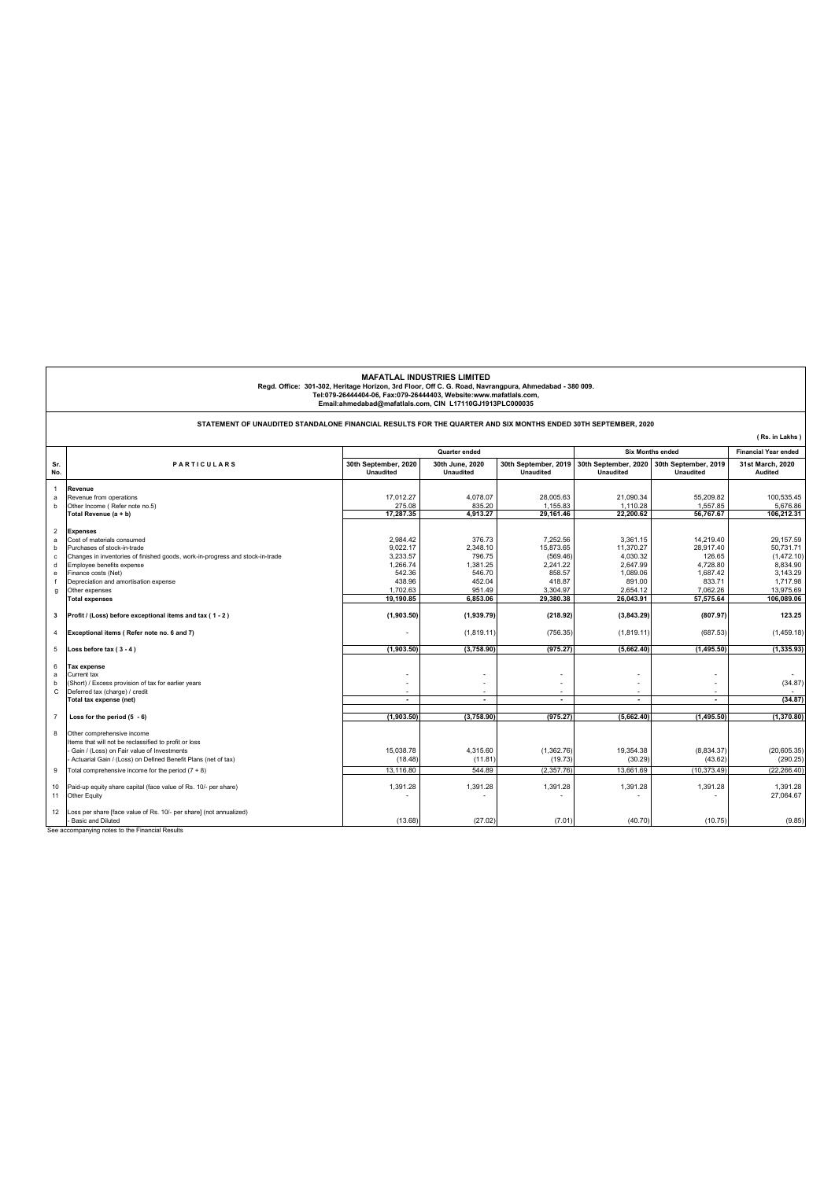# MAFATLAL INDUSTRIES LIMITED

Regd. Office: 301-302, Heritage Horizon, 3rd Floor, Off C. G. Road, Navrangpura, Ahmedabad - 380 009.
Tel:079-26444404-06, Fax:079-26444403, Website:www.mafatlals.com,
Email:ahmedabad@mafatlals.com, CIN L17110GJ1913PLC000035

## STATEMENT OF UNAUDITED STANDALONE FINANCIAL RESULTS FOR THE QUARTER AND SIX MONTHS ENDED 30TH SEPTEMBER, 2020

( Rs. in Lakhs )

| Sr. No. | PARTICULARS | Quarter ended | | | Six Months ended | | Financial Year ended |
|---|---|---|---|---|---|---|---|
| | | 30th September, 2020 Unaudited | 30th June, 2020 Unaudited | 30th September, 2019 Unaudited | 30th September, 2020 Unaudited | 30th September, 2019 Unaudited | 31st March, 2020 Audited |
| 1 | **Revenue** | | | | | | |
| a | Revenue from operations | 17,012.27 | 4,078.07 | 28,005.63 | 21,090.34 | 55,209.82 | 100,535.45 |
| b | Other Income ( Refer note no.5) | 275.08 | 835.20 | 1,155.83 | 1,110.28 | 1,557.85 | 5,676.86 |
| | **Total Revenue (a + b)** | **17,287.35** | **4,913.27** | **29,161.46** | **22,200.62** | **56,767.67** | **106,212.31** |
| 2 | **Expenses** | | | | | | |
| a | Cost of materials consumed | 2,984.42 | 376.73 | 7,252.56 | 3,361.15 | 14,219.40 | 29,157.59 |
| b | Purchases of stock-in-trade | 9,022.17 | 2,348.10 | 15,873.65 | 11,370.27 | 28,917.40 | 50,731.71 |
| c | Changes in inventories of finished goods, work-in-progress and stock-in-trade | 3,233.57 | 796.75 | (569.46) | 4,030.32 | 126.65 | (1,472.10) |
| d | Employee benefits expense | 1,266.74 | 1,381.25 | 2,241.22 | 2,647.99 | 4,728.80 | 8,834.90 |
| e | Finance costs (Net) | 542.36 | 546.70 | 858.57 | 1,089.06 | 1,687.42 | 3,143.29 |
| f | Depreciation and amortisation expense | 438.96 | 452.04 | 418.87 | 891.00 | 833.71 | 1,717.98 |
| g | Other expenses | 1,702.63 | 951.49 | 3,304.97 | 2,654.12 | 7,062.26 | 13,975.69 |
| | **Total expenses** | **19,190.85** | **6,853.06** | **29,380.38** | **26,043.91** | **57,575.64** | **106,089.06** |
| 3 | **Profit / (Loss) before exceptional items and tax ( 1 - 2 )** | **(1,903.50)** | **(1,939.79)** | **(218.92)** | **(3,843.29)** | **(807.97)** | **123.25** |
| 4 | **Exceptional items ( Refer note no. 6 and 7)** | - | (1,819.11) | (756.35) | (1,819.11) | (687.53) | (1,459.18) |
| 5 | **Loss before tax ( 3 - 4 )** | **(1,903.50)** | **(3,758.90)** | **(975.27)** | **(5,662.40)** | **(1,495.50)** | **(1,335.93)** |
| 6 | **Tax expense** | | | | | | |
| a | Current tax | - | - | - | - | - | - |
| b | (Short) / Excess provision of tax for earlier years | - | - | - | - | - | (34.87) |
| C | Deferred tax (charge) / credit | - | - | - | - | - | - |
| | **Total tax expense (net)** | **-** | **-** | **-** | **-** | **-** | **(34.87)** |
| 7 | **Loss for the period (5 - 6)** | **(1,903.50)** | **(3,758.90)** | **(975.27)** | **(5,662.40)** | **(1,495.50)** | **(1,370.80)** |
| 8 | Other comprehensive income | | | | | | |
| | Items that will not be reclassified to profit or loss | | | | | | |
| | - Gain / (Loss) on Fair value of Investments | 15,038.78 | 4,315.60 | (1,362.76) | 19,354.38 | (8,834.37) | (20,605.35) |
| | - Actuarial Gain / (Loss) on Defined Benefit Plans (net of tax) | (18.48) | (11.81) | (19.73) | (30.29) | (43.62) | (290.25) |
| 9 | Total comprehensive income for the period (7 + 8) | 13,116.80 | 544.89 | (2,357.76) | 13,661.69 | (10,373.49) | (22,266.40) |
| 10 | Paid-up equity share capital (face value of Rs. 10/- per share) | 1,391.28 | 1,391.28 | 1,391.28 | 1,391.28 | 1,391.28 | 1,391.28 |
| 11 | Other Equity | - | - | - | - | - | 27,064.67 |
| 12 | Loss per share [face value of Rs. 10/- per share] (not annualized) | | | | | | |
| | - Basic and Diluted | (13.68) | (27.02) | (7.01) | (40.70) | (10.75) | (9.85) |

See accompanying notes to the Financial Results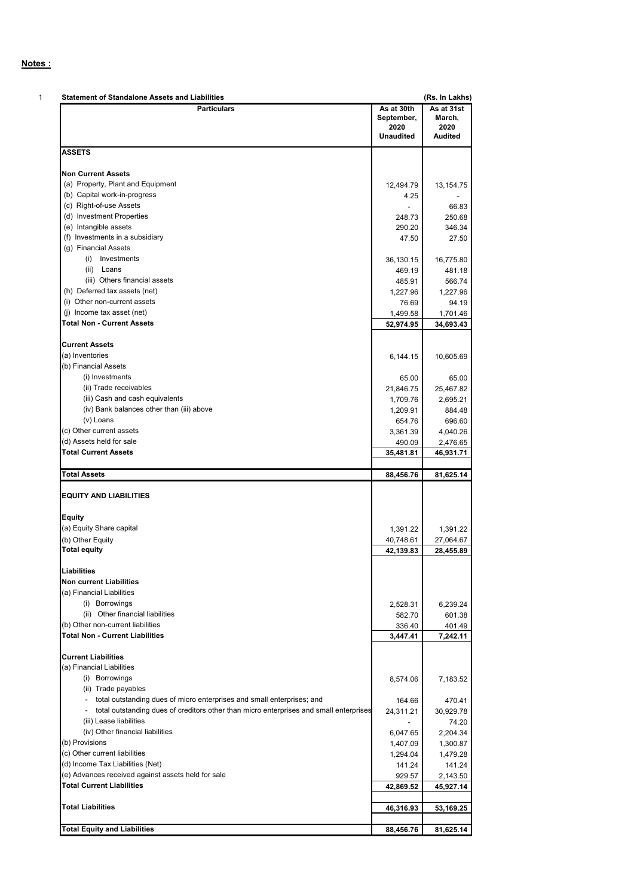**Notes :**

1 **Statement of Standalone Assets and Liabilities** (Rs. In Lakhs)

| Particulars | As at 30th September, 2020 Unaudited | As at 31st March, 2020 Audited |
|---|---|---|
| **ASSETS** | | |
| **Non Current Assets** | | |
| (a) Property, Plant and Equipment | 12,494.79 | 13,154.75 |
| (b) Capital work-in-progress | 4.25 | - |
| (c) Right-of-use Assets | - | 66.83 |
| (d) Investment Properties | 248.73 | 250.68 |
| (e) Intangible assets | 290.20 | 346.34 |
| (f) Investments in a subsidiary | 47.50 | 27.50 |
| (g) Financial Assets | | |
| (i) Investments | 36,130.15 | 16,775.80 |
| (ii) Loans | 469.19 | 481.18 |
| (iii) Others financial assets | 485.91 | 566.74 |
| (h) Deferred tax assets (net) | 1,227.96 | 1,227.96 |
| (i) Other non-current assets | 76.69 | 94.19 |
| (j) Income tax asset (net) | 1,499.58 | 1,701.46 |
| **Total Non - Current Assets** | **52,974.95** | **34,693.43** |
| **Current Assets** | | |
| (a) Inventories | 6,144.15 | 10,605.69 |
| (b) Financial Assets | | |
| (i) Investments | 65.00 | 65.00 |
| (ii) Trade receivables | 21,846.75 | 25,467.82 |
| (iii) Cash and cash equivalents | 1,709.76 | 2,695.21 |
| (iv) Bank balances other than (iii) above | 1,209.91 | 884.48 |
| (v) Loans | 654.76 | 696.60 |
| (c) Other current assets | 3,361.39 | 4,040.26 |
| (d) Assets held for sale | 490.09 | 2,476.65 |
| **Total Current Assets** | **35,481.81** | **46,931.71** |
| **Total Assets** | **88,456.76** | **81,625.14** |
| **EQUITY AND LIABILITIES** | | |
| **Equity** | | |
| (a) Equity Share capital | 1,391.22 | 1,391.22 |
| (b) Other Equity | 40,748.61 | 27,064.67 |
| **Total equity** | **42,139.83** | **28,455.89** |
| **Liabilities** | | |
| **Non current Liabilities** | | |
| (a) Financial Liabilities | | |
| (i) Borrowings | 2,528.31 | 6,239.24 |
| (ii) Other financial liabilities | 582.70 | 601.38 |
| (b) Other non-current liabilities | 336.40 | 401.49 |
| **Total Non - Current Liabilities** | **3,447.41** | **7,242.11** |
| **Current Liabilities** | | |
| (a) Financial Liabilities | | |
| (i) Borrowings | 8,574.06 | 7,183.52 |
| (ii) Trade payables | | |
| - total outstanding dues of micro enterprises and small enterprises; and | 164.66 | 470.41 |
| - total outstanding dues of creditors other than micro enterprises and small enterprises | 24,311.21 | 30,929.78 |
| (iii) Lease liabilities | - | 74.20 |
| (iv) Other financial liabilities | 6,047.65 | 2,204.34 |
| (b) Provisions | 1,407.09 | 1,300.87 |
| (c) Other current liabilities | 1,294.04 | 1,479.28 |
| (d) Income Tax Liabilities (Net) | 141.24 | 141.24 |
| (e) Advances received against assets held for sale | 929.57 | 2,143.50 |
| **Total Current Liabilities** | **42,869.52** | **45,927.14** |
| **Total Liabilities** | **46,316.93** | **53,169.25** |
| **Total Equity and Liabilities** | **88,456.76** | **81,625.14** |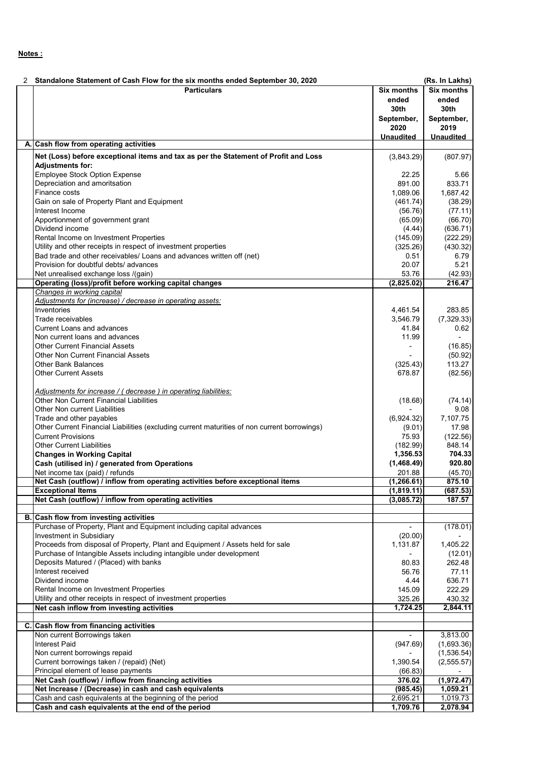**Notes :**

2 **Standalone Statement of Cash Flow for the six months ended September 30, 2020** (Rs. In Lakhs)

| | Particulars | Six months ended 30th September, 2020 Unaudited | Six months ended 30th September, 2019 Unaudited |
|---|---|---|---|
| **A.** | **Cash flow from operating activities** | | |
| | **Net (Loss) before exceptional items and tax as per the Statement of Profit and Loss** | (3,843.29) | (807.97) |
| | **Adjustments for:** | | |
| | Employee Stock Option Expense | 22.25 | 5.66 |
| | Depreciation and amoritsation | 891.00 | 833.71 |
| | Finance costs | 1,089.06 | 1,687.42 |
| | Gain on sale of Property Plant and Equipment | (461.74) | (38.29) |
| | Interest Income | (56.76) | (77.11) |
| | Apportionment of government grant | (65.09) | (66.70) |
| | Dividend income | (4.44) | (636.71) |
| | Rental Income on Investment Properties | (145.09) | (222.29) |
| | Utility and other receipts in respect of investment properties | (325.26) | (430.32) |
| | Bad trade and other receivables/ Loans and advances written off (net) | 0.51 | 6.79 |
| | Provision for doubtful debts/ advances | 20.07 | 5.21 |
| | Net unrealised exchange loss /(gain) | 53.76 | (42.93) |
| | **Operating (loss)/profit before working capital changes** | **(2,825.02)** | **216.47** |
| | *Changes in working capital* | | |
| | *Adjustments for (increase) / decrease in operating assets:* | | |
| | Inventories | 4,461.54 | 283.85 |
| | Trade receivables | 3,546.79 | (7,329.33) |
| | Current Loans and advances | 41.84 | 0.62 |
| | Non current loans and advances | 11.99 | - |
| | Other Current Financial Assets | - | (16.85) |
| | Other Non Current Financial Assets | - | (50.92) |
| | Other Bank Balances | (325.43) | 113.27 |
| | Other Current Assets | 678.87 | (82.56) |
| | *Adjustments for increase / ( decrease ) in operating liabilities:* | | |
| | Other Non Current Financial Liabilities | (18.68) | (74.14) |
| | Other Non current Liabilities | - | 9.08 |
| | Trade and other payables | (6,924.32) | 7,107.75 |
| | Other Current Financial Liabilities (excluding current maturities of non current borrowings) | (9.01) | 17.98 |
| | Current Provisions | 75.93 | (122.56) |
| | Other Current Liabilities | (182.99) | 848.14 |
| | **Changes in Working Capital** | **1,356.53** | **704.33** |
| | **Cash (utilised in) / generated from Operations** | **(1,468.49)** | **920.80** |
| | Net income tax (paid) / refunds | 201.88 | (45.70) |
| | **Net Cash (outflow) / inflow from operating activities before exceptional items** | **(1,266.61)** | **875.10** |
| | **Exceptional Items** | **(1,819.11)** | **(687.53)** |
| | **Net Cash (outflow) / inflow from operating activities** | **(3,085.72)** | **187.57** |
| **B.** | **Cash flow from investing activities** | | |
| | Purchase of Property, Plant and Equipment including capital advances | - | (178.01) |
| | Investment in Subsidiary | (20.00) | - |
| | Proceeds from disposal of Property, Plant and Equipment / Assets held for sale | 1,131.87 | 1,405.22 |
| | Purchase of Intangible Assets including intangible under development | - | (12.01) |
| | Deposits Matured / (Placed) with banks | 80.83 | 262.48 |
| | Interest received | 56.76 | 77.11 |
| | Dividend income | 4.44 | 636.71 |
| | Rental Income on Investment Properties | 145.09 | 222.29 |
| | Utility and other receipts in respect of investment properties | 325.26 | 430.32 |
| | **Net cash inflow from investing activities** | **1,724.25** | **2,844.11** |
| **C.** | **Cash flow from financing activities** | | |
| | Non current Borrowings taken | - | 3,813.00 |
| | Interest Paid | (947.69) | (1,693.36) |
| | Non current borrowings repaid | - | (1,536.54) |
| | Current borrowings taken / (repaid) (Net) | 1,390.54 | (2,555.57) |
| | Principal element of lease payments | (66.83) | - |
| | **Net Cash (outflow) / inflow from financing activities** | **376.02** | **(1,972.47)** |
| | **Net Increase / (Decrease) in cash and cash equivalents** | **(985.45)** | **1,059.21** |
| | Cash and cash equivalents at the beginning of the period | 2,695.21 | 1,019.73 |
| | **Cash and cash equivalents at the end of the period** | **1,709.76** | **2,078.94** |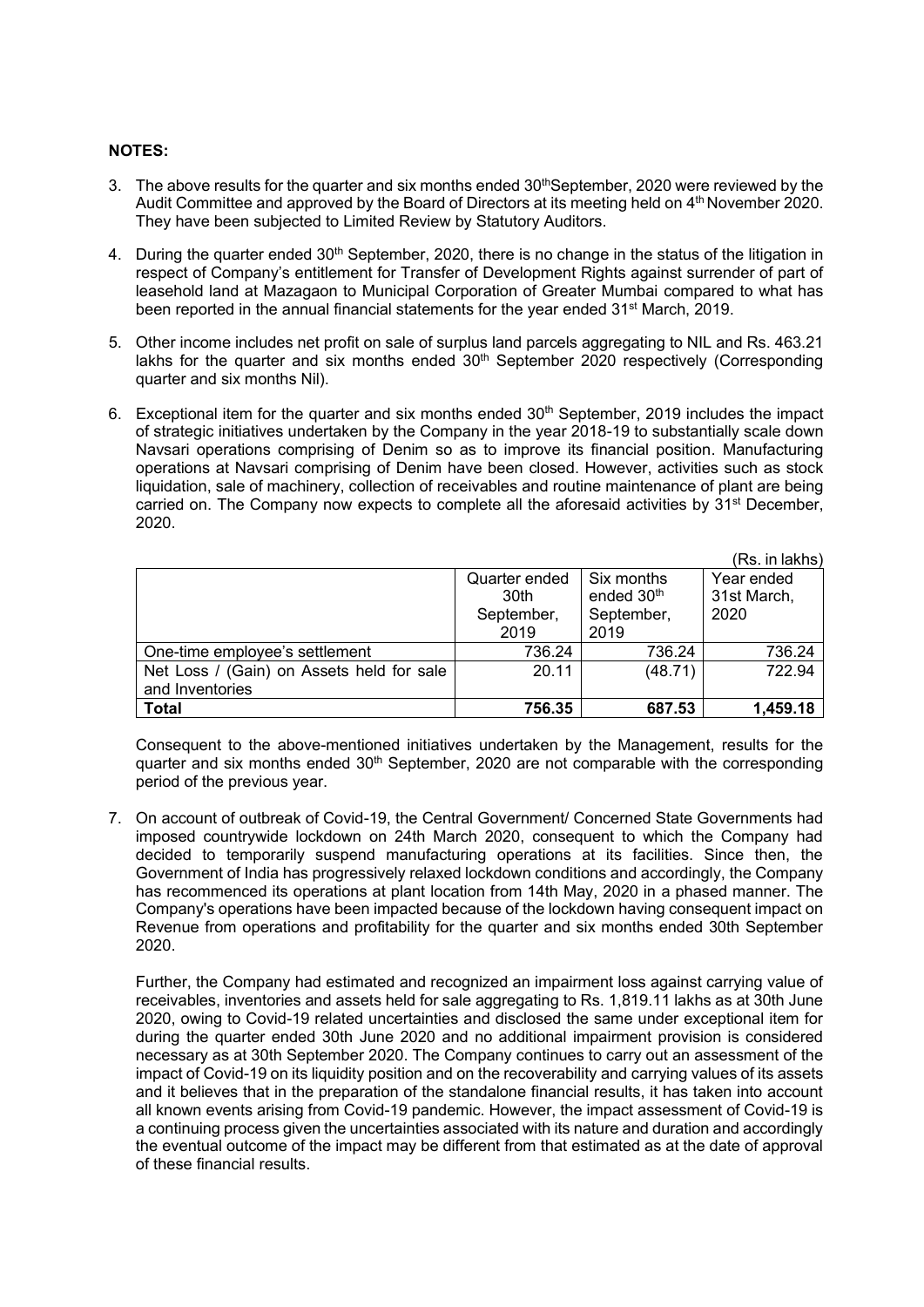**NOTES:**

3. The above results for the quarter and six months ended 30th September, 2020 were reviewed by the Audit Committee and approved by the Board of Directors at its meeting held on 4th November 2020. They have been subjected to Limited Review by Statutory Auditors.

4. During the quarter ended 30th September, 2020, there is no change in the status of the litigation in respect of Company's entitlement for Transfer of Development Rights against surrender of part of leasehold land at Mazagaon to Municipal Corporation of Greater Mumbai compared to what has been reported in the annual financial statements for the year ended 31st March, 2019.

5. Other income includes net profit on sale of surplus land parcels aggregating to NIL and Rs. 463.21 lakhs for the quarter and six months ended 30th September 2020 respectively (Corresponding quarter and six months Nil).

6. Exceptional item for the quarter and six months ended 30th September, 2019 includes the impact of strategic initiatives undertaken by the Company in the year 2018-19 to substantially scale down Navsari operations comprising of Denim so as to improve its financial position. Manufacturing operations at Navsari comprising of Denim have been closed. However, activities such as stock liquidation, sale of machinery, collection of receivables and routine maintenance of plant are being carried on. The Company now expects to complete all the aforesaid activities by 31st December, 2020.

(Rs. in lakhs)

| | Quarter ended 30th September, 2019 | Six months ended 30th September, 2019 | Year ended 31st March, 2020 |
|---|---|---|---|
| One-time employee's settlement | 736.24 | 736.24 | 736.24 |
| Net Loss / (Gain) on Assets held for sale and Inventories | 20.11 | (48.71) | 722.94 |
| **Total** | **756.35** | **687.53** | **1,459.18** |

Consequent to the above-mentioned initiatives undertaken by the Management, results for the quarter and six months ended 30th September, 2020 are not comparable with the corresponding period of the previous year.

7. On account of outbreak of Covid-19, the Central Government/ Concerned State Governments had imposed countrywide lockdown on 24th March 2020, consequent to which the Company had decided to temporarily suspend manufacturing operations at its facilities. Since then, the Government of India has progressively relaxed lockdown conditions and accordingly, the Company has recommenced its operations at plant location from 14th May, 2020 in a phased manner. The Company's operations have been impacted because of the lockdown having consequent impact on Revenue from operations and profitability for the quarter and six months ended 30th September 2020.

   Further, the Company had estimated and recognized an impairment loss against carrying value of receivables, inventories and assets held for sale aggregating to Rs. 1,819.11 lakhs as at 30th June 2020, owing to Covid-19 related uncertainties and disclosed the same under exceptional item for during the quarter ended 30th June 2020 and no additional impairment provision is considered necessary as at 30th September 2020. The Company continues to carry out an assessment of the impact of Covid-19 on its liquidity position and on the recoverability and carrying values of its assets and it believes that in the preparation of the standalone financial results, it has taken into account all known events arising from Covid-19 pandemic. However, the impact assessment of Covid-19 is a continuing process given the uncertainties associated with its nature and duration and accordingly the eventual outcome of the impact may be different from that estimated as at the date of approval of these financial results.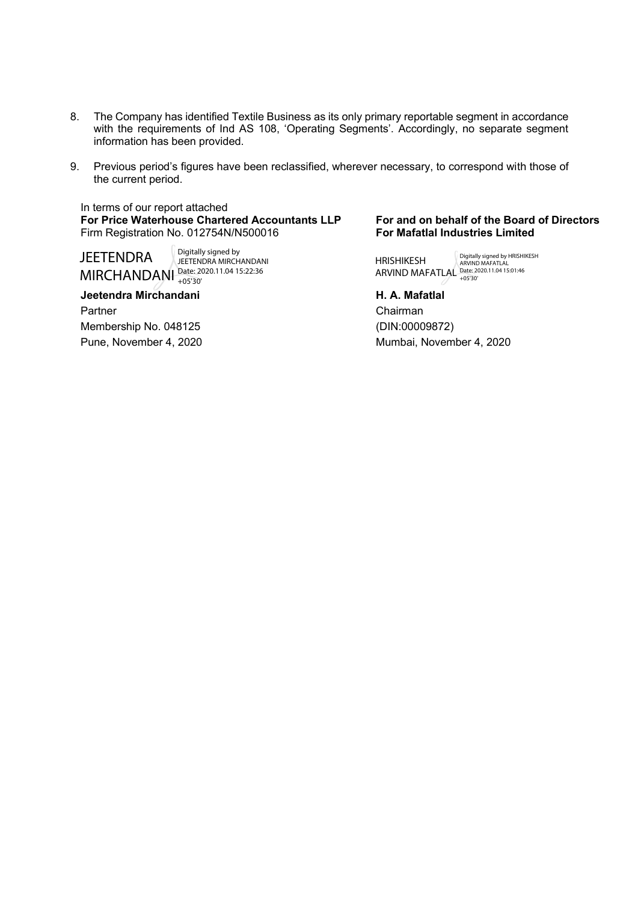8. The Company has identified Textile Business as its only primary reportable segment in accordance with the requirements of Ind AS 108, 'Operating Segments'. Accordingly, no separate segment information has been provided.

9. Previous period's figures have been reclassified, wherever necessary, to correspond with those of the current period.

In terms of our report attached
**For Price Waterhouse Chartered Accountants LLP**
Firm Registration No. 012754N/N500016

JEETENDRA MIRCHANDANI
Digitally signed by JEETENDRA MIRCHANDANI
Date: 2020.11.04 15:22:36 +05'30'

**Jeetendra Mirchandani**
Partner
Membership No. 048125
Pune, November 4, 2020

**For and on behalf of the Board of Directors**
**For Mafatlal Industries Limited**

HRISHIKESH ARVIND MAFATLAL
Digitally signed by HRISHIKESH ARVIND MAFATLAL
Date: 2020.11.04 15:01:46 +05'30'

**H. A. Mafatlal**
Chairman
(DIN:00009872)
Mumbai, November 4, 2020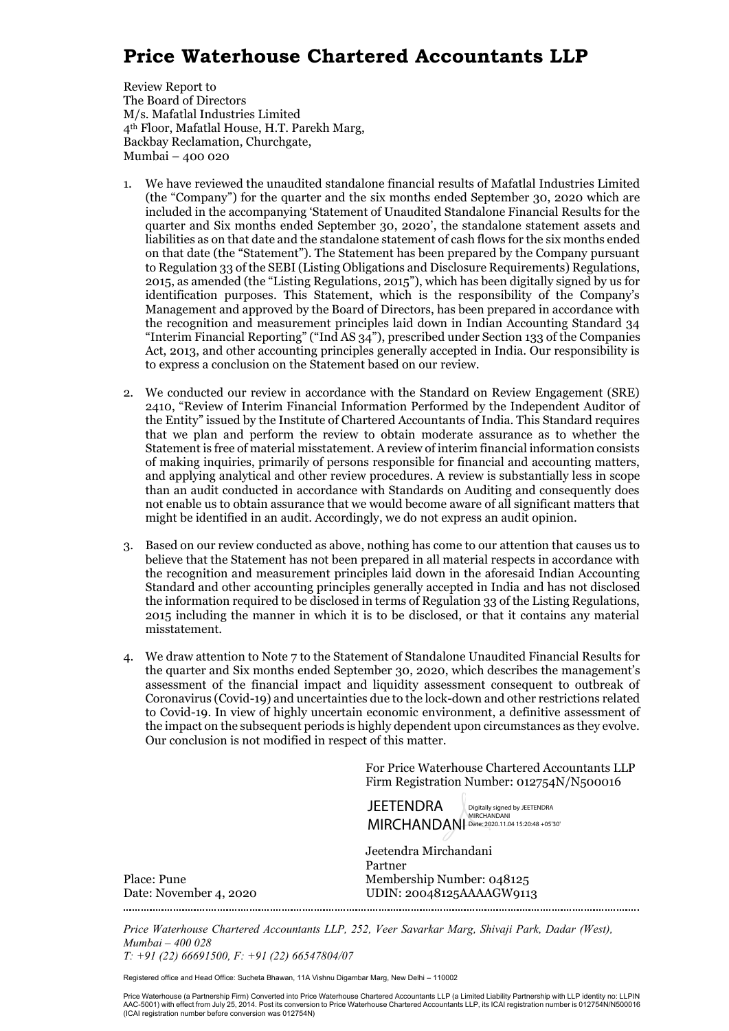# Price Waterhouse Chartered Accountants LLP

Review Report to
The Board of Directors
M/s. Mafatlal Industries Limited
4th Floor, Mafatlal House, H.T. Parekh Marg,
Backbay Reclamation, Churchgate,
Mumbai – 400 020

1. We have reviewed the unaudited standalone financial results of Mafatlal Industries Limited (the "Company") for the quarter and the six months ended September 30, 2020 which are included in the accompanying 'Statement of Unaudited Standalone Financial Results for the quarter and Six months ended September 30, 2020', the standalone statement assets and liabilities as on that date and the standalone statement of cash flows for the six months ended on that date (the "Statement"). The Statement has been prepared by the Company pursuant to Regulation 33 of the SEBI (Listing Obligations and Disclosure Requirements) Regulations, 2015, as amended (the "Listing Regulations, 2015"), which has been digitally signed by us for identification purposes. This Statement, which is the responsibility of the Company's Management and approved by the Board of Directors, has been prepared in accordance with the recognition and measurement principles laid down in Indian Accounting Standard 34 "Interim Financial Reporting" ("Ind AS 34"), prescribed under Section 133 of the Companies Act, 2013, and other accounting principles generally accepted in India. Our responsibility is to express a conclusion on the Statement based on our review.

2. We conducted our review in accordance with the Standard on Review Engagement (SRE) 2410, "Review of Interim Financial Information Performed by the Independent Auditor of the Entity" issued by the Institute of Chartered Accountants of India. This Standard requires that we plan and perform the review to obtain moderate assurance as to whether the Statement is free of material misstatement. A review of interim financial information consists of making inquiries, primarily of persons responsible for financial and accounting matters, and applying analytical and other review procedures. A review is substantially less in scope than an audit conducted in accordance with Standards on Auditing and consequently does not enable us to obtain assurance that we would become aware of all significant matters that might be identified in an audit. Accordingly, we do not express an audit opinion.

3. Based on our review conducted as above, nothing has come to our attention that causes us to believe that the Statement has not been prepared in all material respects in accordance with the recognition and measurement principles laid down in the aforesaid Indian Accounting Standard and other accounting principles generally accepted in India and has not disclosed the information required to be disclosed in terms of Regulation 33 of the Listing Regulations, 2015 including the manner in which it is to be disclosed, or that it contains any material misstatement.

4. We draw attention to Note 7 to the Statement of Standalone Unaudited Financial Results for the quarter and Six months ended September 30, 2020, which describes the management's assessment of the financial impact and liquidity assessment consequent to outbreak of Coronavirus (Covid-19) and uncertainties due to the lock-down and other restrictions related to Covid-19. In view of highly uncertain economic environment, a definitive assessment of the impact on the subsequent periods is highly dependent upon circumstances as they evolve. Our conclusion is not modified in respect of this matter.

For Price Waterhouse Chartered Accountants LLP
Firm Registration Number: 012754N/N500016

JEETENDRA MIRCHANDANI
Digitally signed by JEETENDRA MIRCHANDANI
Date: 2020.11.04 15:20:48 +05'30'

Jeetendra Mirchandani
Partner
Membership Number: 048125
UDIN: 20048125AAAAGW9113

Place: Pune
Date: November 4, 2020

*Price Waterhouse Chartered Accountants LLP, 252, Veer Savarkar Marg, Shivaji Park, Dadar (West), Mumbai – 400 028*
*T: +91 (22) 66691500, F: +91 (22) 66547804/07*

Registered office and Head Office: Sucheta Bhawan, 11A Vishnu Digambar Marg, New Delhi – 110002

Price Waterhouse (a Partnership Firm) Converted into Price Waterhouse Chartered Accountants LLP (a Limited Liability Partnership with LLP identity no: LLPIN AAC-5001) with effect from July 25, 2014. Post its conversion to Price Waterhouse Chartered Accountants LLP, its ICAI registration number is 012754N/N500016 (ICAI registration number before conversion was 012754N)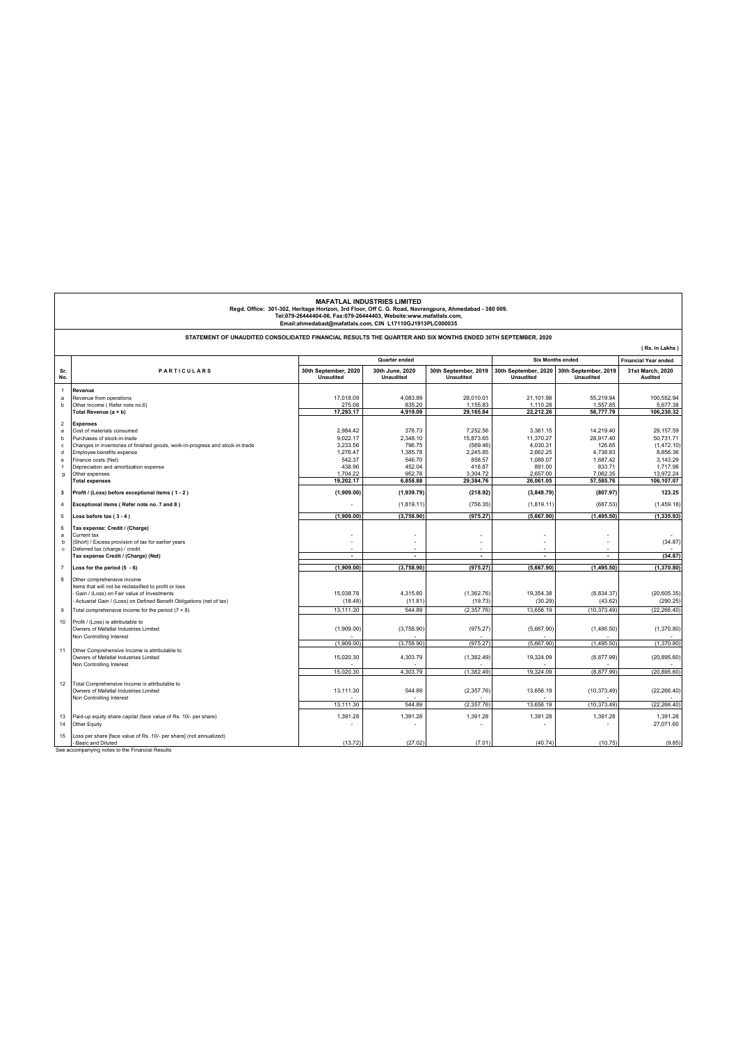**MAFATLAL INDUSTRIES LIMITED**
**Regd. Office: 301-302, Heritage Horizon, 3rd Floor, Off C. G. Road, Navrangpura, Ahmedabad - 380 009.**
**Tel:079-26444404-06, Fax:079-26444403, Website:www.mafatlals.com,**
**Email:ahmedabad@mafatlals.com, CIN L17110GJ1913PLC000035**

**STATEMENT OF UNAUDITED CONSOLIDATED FINANCIAL RESULTS THE QUARTER AND SIX MONTHS ENDED 30TH SEPTEMBER, 2020**

( Rs. in Lakhs )

| Sr. No. | PARTICULARS | Quarter ended | | | Six Months ended | | Financial Year ended |
|---|---|---|---|---|---|---|---|
| | | 30th September, 2020 Unaudited | 30th June, 2020 Unaudited | 30th September, 2019 Unaudited | 30th September, 2020 Unaudited | 30th September, 2019 Unaudited | 31st March, 2020 Audited |
| 1 | **Revenue** | | | | | | |
| a | Revenue from operations | 17,018.09 | 4,083.89 | 28,010.01 | 21,101.98 | 55,219.94 | 100,552.94 |
| b | Other Income ( Refer note no.6) | 275.08 | 835.20 | 1,155.83 | 1,110.28 | 1,557.85 | 5,677.38 |
| | **Total Revenue (a + b)** | **17,293.17** | **4,919.09** | **29,165.84** | **22,212.26** | **56,777.79** | **106,230.32** |
| 2 | **Expenses** | | | | | | |
| a | Cost of materials consumed | 2,984.42 | 376.73 | 7,252.56 | 3,361.15 | 14,219.40 | 29,157.59 |
| b | Purchases of stock-in-trade | 9,022.17 | 2,348.10 | 15,873.65 | 11,370.27 | 28,917.40 | 50,731.71 |
| c | Changes in inventories of finished goods, work-in-progress and stock-in-trade | 3,233.56 | 796.75 | (569.46) | 4,030.31 | 126.65 | (1,472.10) |
| d | Employee benefits expense | 1,276.47 | 1,385.78 | 2,245.85 | 2,662.25 | 4,738.83 | 8,856.36 |
| e | Finance costs (Net) | 542.37 | 546.70 | 858.57 | 1,089.07 | 1,687.42 | 3,143.29 |
| f | Depreciation and amortization expense | 438.96 | 452.04 | 418.87 | 891.00 | 833.71 | 1,717.98 |
| g | Other expenses | 1,704.22 | 952.78 | 3,304.72 | 2,657.00 | 7,062.35 | 13,972.24 |
| | **Total expenses** | **19,202.17** | **6,858.88** | **29,384.76** | **26,061.05** | **57,585.76** | **106,107.07** |
| **3** | **Profit / (Loss) before exceptional items ( 1 - 2 )** | **(1,909.00)** | **(1,939.79)** | **(218.92)** | **(3,848.79)** | **(807.97)** | **123.25** |
| 4 | Exceptional items ( Refer note no. 7 and 8 ) | - | (1,819.11) | (756.35) | (1,819.11) | (687.53) | (1,459.18) |
| 5 | **Loss before tax ( 3 - 4 )** | **(1,909.00)** | **(3,758.90)** | **(975.27)** | **(5,667.90)** | **(1,495.50)** | **(1,335.93)** |
| 6 | **Tax expense: Credit / (Charge)** | | | | | | |
| a | Current tax | - | - | - | - | - | - |
| b | (Short) / Excess provision of tax for earlier years | - | - | - | - | - | (34.87) |
| c | Deferred tax (charge) / credit | - | - | - | - | - | - |
| | **Tax expense Credit / (Charge) (Net)** | **-** | **-** | **-** | **-** | **-** | **(34.87)** |
| 7 | **Loss for the period (5 - 6)** | **(1,909.00)** | **(3,758.90)** | **(975.27)** | **(5,667.90)** | **(1,495.50)** | **(1,370.80)** |
| 8 | Other comprehensive income<br>Items that will not be reclassified to profit or loss | | | | | | |
| | - Gain / (Loss) on Fair value of Investments | 15,038.78 | 4,315.60 | (1,362.76) | 19,354.38 | (8,834.37) | (20,605.35) |
| | - Actuarial Gain / (Loss) on Defined Benefit Obligations (net of tax) | (18.48) | (11.81) | (19.73) | (30.29) | (43.62) | (290.25) |
| 9 | Total comprehensive income for the period (7 + 8) | 13,111.30 | 544.89 | (2,357.76) | 13,656.19 | (10,373.49) | (22,266.40) |
| 10 | Profit / (Loss) is attributable to | | | | | | |
| | Owners of Mafatlal Industries Limited | (1,909.00) | (3,758.90) | (975.27) | (5,667.90) | (1,495.50) | (1,370.80) |
| | Non Controlling Interest | - | - | - | - | - | - |
| | | (1,909.00) | (3,758.90) | (975.27) | (5,667.90) | (1,495.50) | (1,370.80) |
| 11 | Other Comprehensive Income is attributable to | | | | | | |
| | Owners of Mafatlal Industries Limited | 15,020.30 | 4,303.79 | (1,382.49) | 19,324.09 | (8,877.99) | (20,895.60) |
| | Non Controlling Interest | - | - | - | - | - | - |
| | | 15,020.30 | 4,303.79 | (1,382.49) | 19,324.09 | (8,877.99) | (20,895.60) |
| 12 | Total Comprehensive Income is attributable to | | | | | | |
| | Owners of Mafatlal Industries Limited | 13,111.30 | 544.89 | (2,357.76) | 13,656.19 | (10,373.49) | (22,266.40) |
| | Non Controlling Interest | - | - | - | - | - | - |
| | | 13,111.30 | 544.89 | (2,357.76) | 13,656.19 | (10,373.49) | (22,266.40) |
| 13 | Paid-up equity share capital (face value of Rs. 10/- per share) | 1,391.28 | 1,391.28 | 1,391.28 | 1,391.28 | 1,391.28 | 1,391.28 |
| 14 | Other Equity | - | - | - | - | - | 27,071.60 |
| 15 | Loss per share [face value of Rs. 10/- per share] (not annualized)<br>- Basic and Diluted | (13.72) | (27.02) | (7.01) | (40.74) | (10.75) | (9.85) |

See accompanying notes to the Financial Results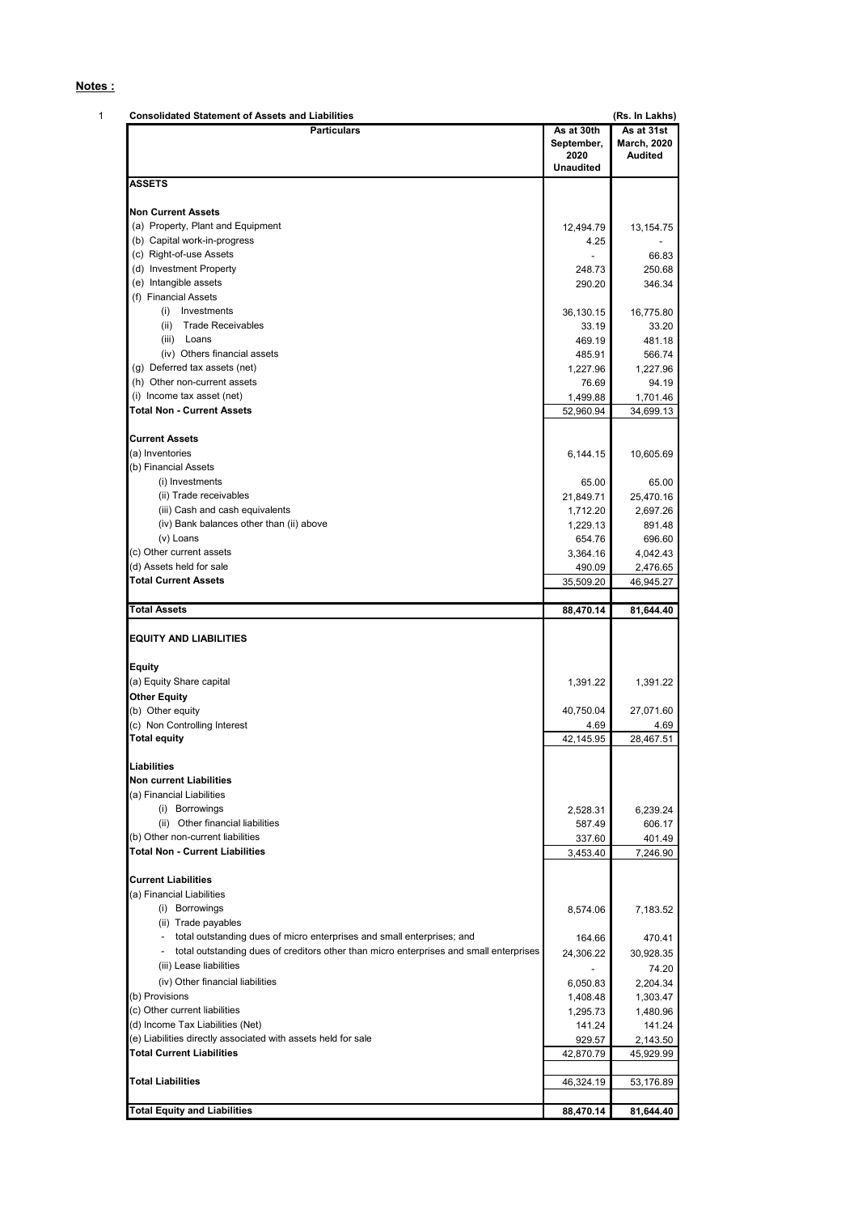**Notes :**

1 **Consolidated Statement of Assets and Liabilities** (Rs. In Lakhs)

| Particulars | As at 30th September, 2020 Unaudited | As at 31st March, 2020 Audited |
|---|---|---|
| **ASSETS** | | |
| **Non Current Assets** | | |
| (a) Property, Plant and Equipment | 12,494.79 | 13,154.75 |
| (b) Capital work-in-progress | 4.25 | - |
| (c) Right-of-use Assets | - | 66.83 |
| (d) Investment Property | 248.73 | 250.68 |
| (e) Intangible assets | 290.20 | 346.34 |
| (f) Financial Assets | | |
| (i) Investments | 36,130.15 | 16,775.80 |
| (ii) Trade Receivables | 33.19 | 33.20 |
| (iii) Loans | 469.19 | 481.18 |
| (iv) Others financial assets | 485.91 | 566.74 |
| (g) Deferred tax assets (net) | 1,227.96 | 1,227.96 |
| (h) Other non-current assets | 76.69 | 94.19 |
| (i) Income tax asset (net) | 1,499.88 | 1,701.46 |
| **Total Non - Current Assets** | 52,960.94 | 34,699.13 |
| **Current Assets** | | |
| (a) Inventories | 6,144.15 | 10,605.69 |
| (b) Financial Assets | | |
| (i) Investments | 65.00 | 65.00 |
| (ii) Trade receivables | 21,849.71 | 25,470.16 |
| (iii) Cash and cash equivalents | 1,712.20 | 2,697.26 |
| (iv) Bank balances other than (ii) above | 1,229.13 | 891.48 |
| (v) Loans | 654.76 | 696.60 |
| (c) Other current assets | 3,364.16 | 4,042.43 |
| (d) Assets held for sale | 490.09 | 2,476.65 |
| **Total Current Assets** | 35,509.20 | 46,945.27 |
| **Total Assets** | **88,470.14** | **81,644.40** |
| **EQUITY AND LIABILITIES** | | |
| **Equity** | | |
| (a) Equity Share capital | 1,391.22 | 1,391.22 |
| **Other Equity** | | |
| (b) Other equity | 40,750.04 | 27,071.60 |
| (c) Non Controlling Interest | 4.69 | 4.69 |
| **Total equity** | 42,145.95 | 28,467.51 |
| **Liabilities** | | |
| **Non current Liabilities** | | |
| (a) Financial Liabilities | | |
| (i) Borrowings | 2,528.31 | 6,239.24 |
| (ii) Other financial liabilities | 587.49 | 606.17 |
| (b) Other non-current liabilities | 337.60 | 401.49 |
| **Total Non - Current Liabilities** | 3,453.40 | 7,246.90 |
| **Current Liabilities** | | |
| (a) Financial Liabilities | | |
| (i) Borrowings | 8,574.06 | 7,183.52 |
| (ii) Trade payables | | |
| - total outstanding dues of micro enterprises and small enterprises; and | 164.66 | 470.41 |
| - total outstanding dues of creditors other than micro enterprises and small enterprises | 24,306.22 | 30,928.35 |
| (iii) Lease liabilities | - | 74.20 |
| (iv) Other financial liabilities | 6,050.83 | 2,204.34 |
| (b) Provisions | 1,408.48 | 1,303.47 |
| (c) Other current liabilities | 1,295.73 | 1,480.96 |
| (d) Income Tax Liabilities (Net) | 141.24 | 141.24 |
| (e) Liabilities directly associated with assets held for sale | 929.57 | 2,143.50 |
| **Total Current Liabilities** | 42,870.79 | 45,929.99 |
| **Total Liabilities** | 46,324.19 | 53,176.89 |
| **Total Equity and Liabilities** | **88,470.14** | **81,644.40** |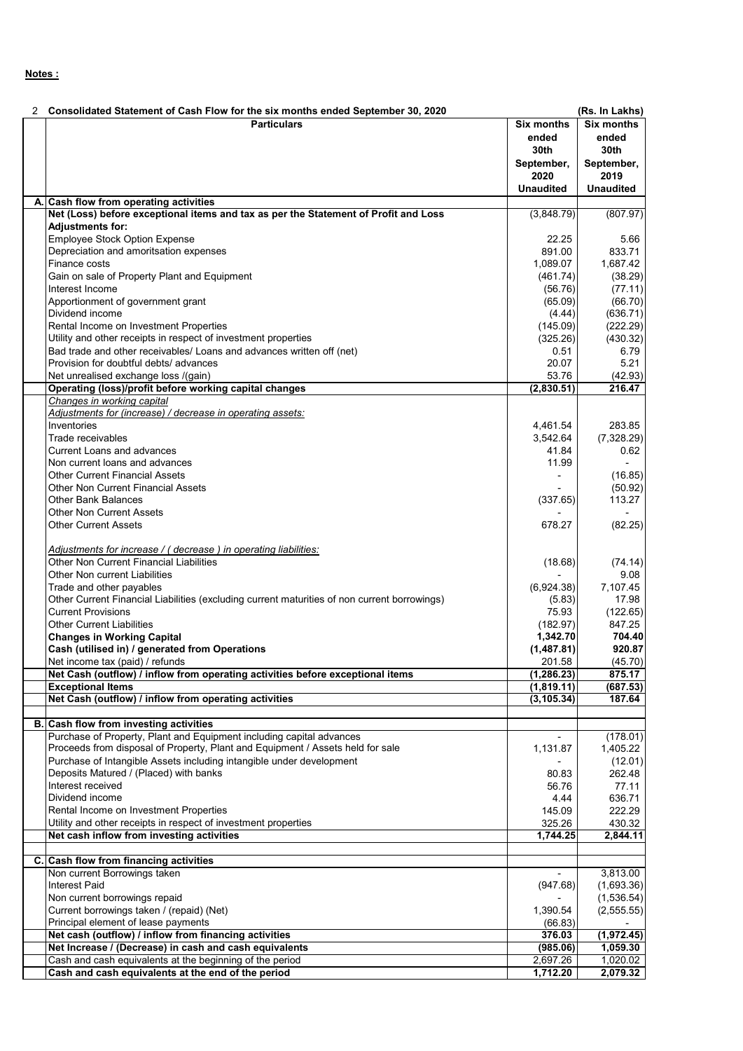**Notes :**

2 **Consolidated Statement of Cash Flow for the six months ended September 30, 2020** **(Rs. In Lakhs)**

| | Particulars | Six months ended 30th September, 2020 Unaudited | Six months ended 30th September, 2019 Unaudited |
|---|---|---|---|
| **A.** | **Cash flow from operating activities** | | |
| | **Net (Loss) before exceptional items and tax as per the Statement of Profit and Loss** | (3,848.79) | (807.97) |
| | **Adjustments for:** | | |
| | Employee Stock Option Expense | 22.25 | 5.66 |
| | Depreciation and amoritsation expenses | 891.00 | 833.71 |
| | Finance costs | 1,089.07 | 1,687.42 |
| | Gain on sale of Property Plant and Equipment | (461.74) | (38.29) |
| | Interest Income | (56.76) | (77.11) |
| | Apportionment of government grant | (65.09) | (66.70) |
| | Dividend income | (4.44) | (636.71) |
| | Rental Income on Investment Properties | (145.09) | (222.29) |
| | Utility and other receipts in respect of investment properties | (325.26) | (430.32) |
| | Bad trade and other receivables/ Loans and advances written off (net) | 0.51 | 6.79 |
| | Provision for doubtful debts/ advances | 20.07 | 5.21 |
| | Net unrealised exchange loss /(gain) | 53.76 | (42.93) |
| | **Operating (loss)/profit before working capital changes** | **(2,830.51)** | **216.47** |
| | *Changes in working capital* | | |
| | *Adjustments for (increase) / decrease in operating assets:* | | |
| | Inventories | 4,461.54 | 283.85 |
| | Trade receivables | 3,542.64 | (7,328.29) |
| | Current Loans and advances | 41.84 | 0.62 |
| | Non current loans and advances | 11.99 | - |
| | Other Current Financial Assets | - | (16.85) |
| | Other Non Current Financial Assets | - | (50.92) |
| | Other Bank Balances | (337.65) | 113.27 |
| | Other Non Current Assets | - | - |
| | Other Current Assets | 678.27 | (82.25) |
| | *Adjustments for increase / ( decrease ) in operating liabilities:* | | |
| | Other Non Current Financial Liabilities | (18.68) | (74.14) |
| | Other Non current Liabilities | - | 9.08 |
| | Trade and other payables | (6,924.38) | 7,107.45 |
| | Other Current Financial Liabilities (excluding current maturities of non current borrowings) | (5.83) | 17.98 |
| | Current Provisions | 75.93 | (122.65) |
| | Other Current Liabilities | (182.97) | 847.25 |
| | **Changes in Working Capital** | **1,342.70** | **704.40** |
| | **Cash (utilised in) / generated from Operations** | **(1,487.81)** | **920.87** |
| | Net income tax (paid) / refunds | 201.58 | (45.70) |
| | **Net Cash (outflow) / inflow from operating activities before exceptional items** | **(1,286.23)** | **875.17** |
| | **Exceptional Items** | **(1,819.11)** | **(687.53)** |
| | **Net Cash (outflow) / inflow from operating activities** | **(3,105.34)** | **187.64** |
| **B.** | **Cash flow from investing activities** | | |
| | Purchase of Property, Plant and Equipment including capital advances | - | (178.01) |
| | Proceeds from disposal of Property, Plant and Equipment / Assets held for sale | 1,131.87 | 1,405.22 |
| | Purchase of Intangible Assets including intangible under development | - | (12.01) |
| | Deposits Matured / (Placed) with banks | 80.83 | 262.48 |
| | Interest received | 56.76 | 77.11 |
| | Dividend income | 4.44 | 636.71 |
| | Rental Income on Investment Properties | 145.09 | 222.29 |
| | Utility and other receipts in respect of investment properties | 325.26 | 430.32 |
| | **Net cash inflow from investing activities** | **1,744.25** | **2,844.11** |
| **C.** | **Cash flow from financing activities** | | |
| | Non current Borrowings taken | - | 3,813.00 |
| | Interest Paid | (947.68) | (1,693.36) |
| | Non current borrowings repaid | - | (1,536.54) |
| | Current borrowings taken / (repaid) (Net) | 1,390.54 | (2,555.55) |
| | Principal element of lease payments | (66.83) | - |
| | **Net cash (outflow) / inflow from financing activities** | **376.03** | **(1,972.45)** |
| | **Net Increase / (Decrease) in cash and cash equivalents** | **(985.06)** | **1,059.30** |
| | Cash and cash equivalents at the beginning of the period | 2,697.26 | 1,020.02 |
| | **Cash and cash equivalents at the end of the period** | **1,712.20** | **2,079.32** |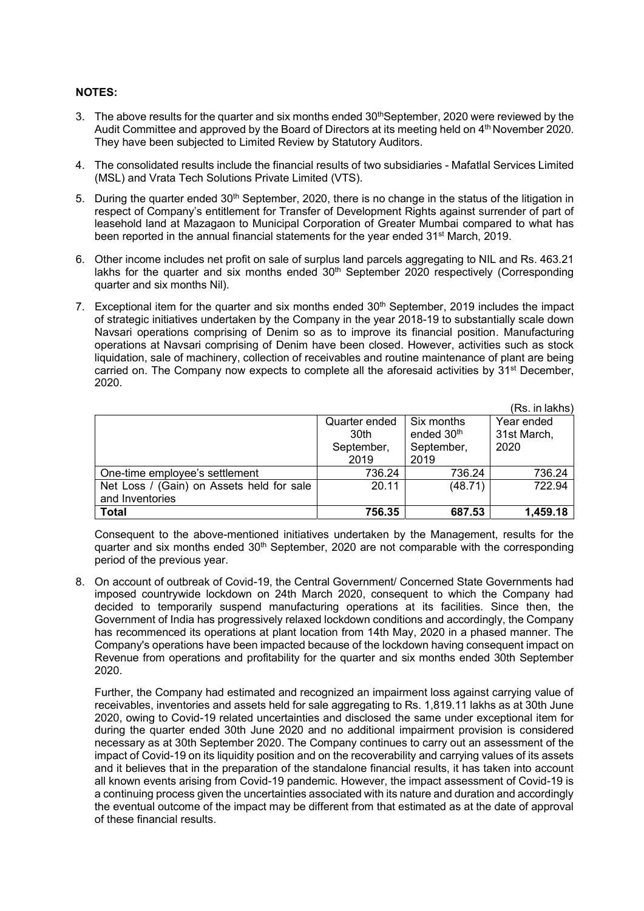**NOTES:**

3. The above results for the quarter and six months ended 30[th]September, 2020 were reviewed by the Audit Committee and approved by the Board of Directors at its meeting held on 4[th] November 2020. They have been subjected to Limited Review by Statutory Auditors.

4. The consolidated results include the financial results of two subsidiaries - Mafatlal Services Limited (MSL) and Vrata Tech Solutions Private Limited (VTS).

5. During the quarter ended 30[th] September, 2020, there is no change in the status of the litigation in respect of Company's entitlement for Transfer of Development Rights against surrender of part of leasehold land at Mazagaon to Municipal Corporation of Greater Mumbai compared to what has been reported in the annual financial statements for the year ended 31[st] March, 2019.

6. Other income includes net profit on sale of surplus land parcels aggregating to NIL and Rs. 463.21 lakhs for the quarter and six months ended 30[th] September 2020 respectively (Corresponding quarter and six months Nil).

7. Exceptional item for the quarter and six months ended 30[th] September, 2019 includes the impact of strategic initiatives undertaken by the Company in the year 2018-19 to substantially scale down Navsari operations comprising of Denim so as to improve its financial position. Manufacturing operations at Navsari comprising of Denim have been closed. However, activities such as stock liquidation, sale of machinery, collection of receivables and routine maintenance of plant are being carried on. The Company now expects to complete all the aforesaid activities by 31[st] December, 2020.

(Rs. in lakhs)

| | Quarter ended 30th September, 2019 | Six months ended 30[th] September, 2019 | Year ended 31st March, 2020 |
|---|---|---|---|
| One-time employee's settlement | 736.24 | 736.24 | 736.24 |
| Net Loss / (Gain) on Assets held for sale and Inventories | 20.11 | (48.71) | 722.94 |
| **Total** | **756.35** | **687.53** | **1,459.18** |

Consequent to the above-mentioned initiatives undertaken by the Management, results for the quarter and six months ended 30[th] September, 2020 are not comparable with the corresponding period of the previous year.

8. On account of outbreak of Covid-19, the Central Government/ Concerned State Governments had imposed countrywide lockdown on 24th March 2020, consequent to which the Company had decided to temporarily suspend manufacturing operations at its facilities. Since then, the Government of India has progressively relaxed lockdown conditions and accordingly, the Company has recommenced its operations at plant location from 14th May, 2020 in a phased manner. The Company's operations have been impacted because of the lockdown having consequent impact on Revenue from operations and profitability for the quarter and six months ended 30th September 2020.

   Further, the Company had estimated and recognized an impairment loss against carrying value of receivables, inventories and assets held for sale aggregating to Rs. 1,819.11 lakhs as at 30th June 2020, owing to Covid-19 related uncertainties and disclosed the same under exceptional item for during the quarter ended 30th June 2020 and no additional impairment provision is considered necessary as at 30th September 2020. The Company continues to carry out an assessment of the impact of Covid-19 on its liquidity position and on the recoverability and carrying values of its assets and it believes that in the preparation of the standalone financial results, it has taken into account all known events arising from Covid-19 pandemic. However, the impact assessment of Covid-19 is a continuing process given the uncertainties associated with its nature and duration and accordingly the eventual outcome of the impact may be different from that estimated as at the date of approval of these financial results.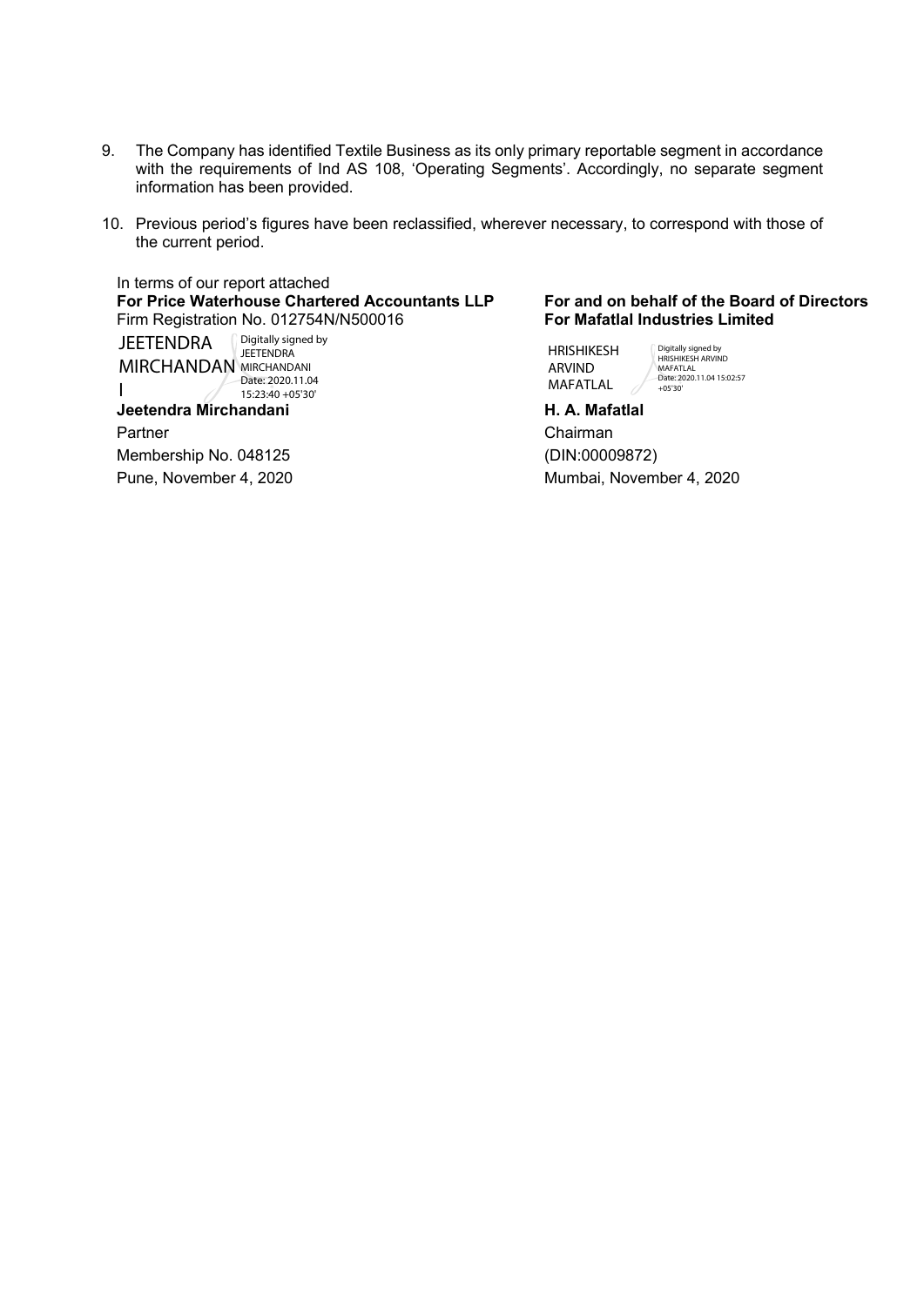9. The Company has identified Textile Business as its only primary reportable segment in accordance with the requirements of Ind AS 108, 'Operating Segments'. Accordingly, no separate segment information has been provided.

10. Previous period's figures have been reclassified, wherever necessary, to correspond with those of the current period.

In terms of our report attached
**For Price Waterhouse Chartered Accountants LLP**
Firm Registration No. 012754N/N500016

JEETENDRA MIRCHANDANI
Digitally signed by JEETENDRA MIRCHANDANI
Date: 2020.11.04 15:23:40 +05'30'

**Jeetendra Mirchandani**
Partner
Membership No. 048125
Pune, November 4, 2020

**For and on behalf of the Board of Directors**
**For Mafatlal Industries Limited**

HRISHIKESH ARVIND MAFATLAL
Digitally signed by HRISHIKESH ARVIND MAFATLAL
Date: 2020.11.04 15:02:57 +05'30'

**H. A. Mafatlal**
Chairman
(DIN:00009872)
Mumbai, November 4, 2020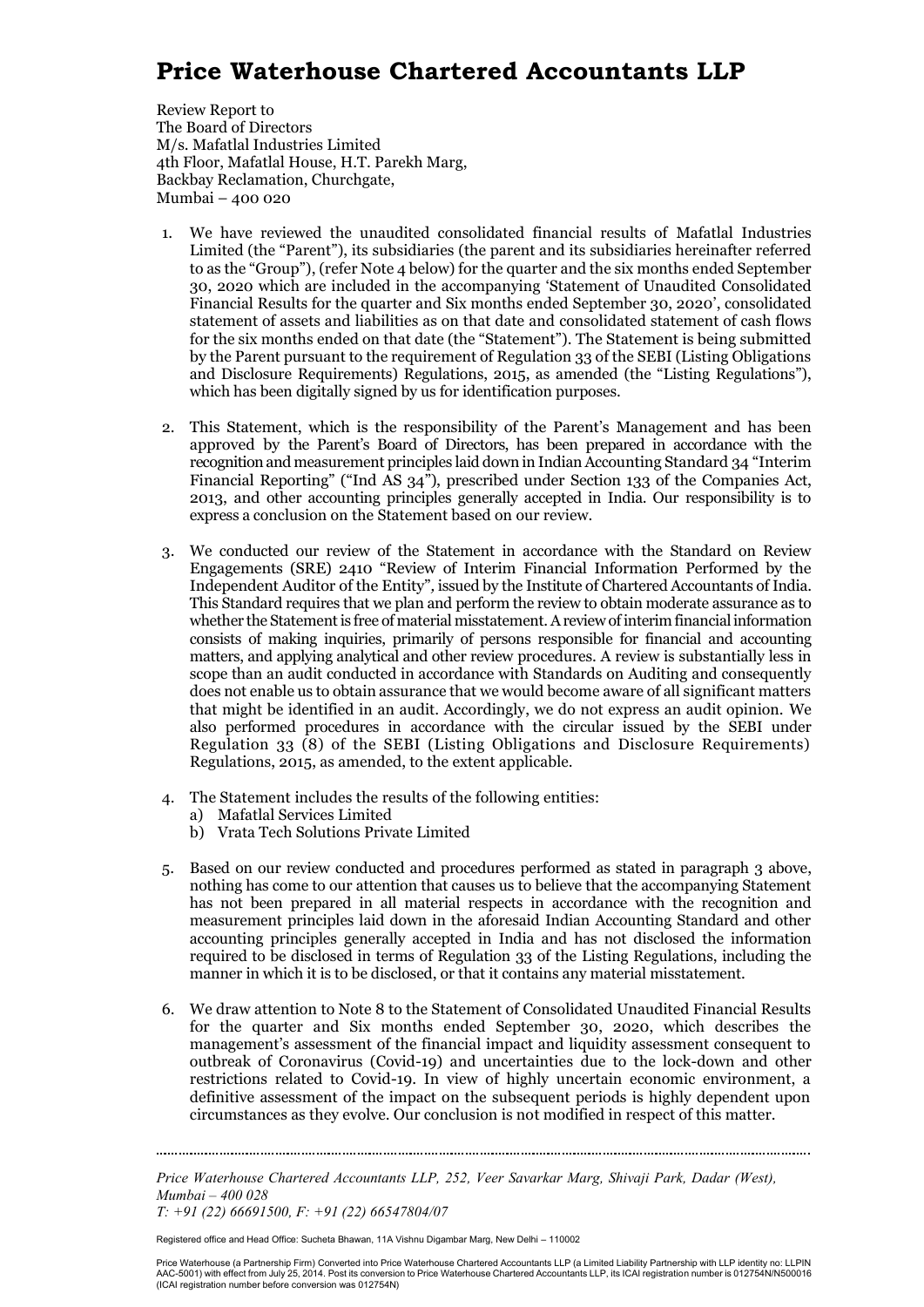# Price Waterhouse Chartered Accountants LLP

Review Report to
The Board of Directors
M/s. Mafatlal Industries Limited
4th Floor, Mafatlal House, H.T. Parekh Marg,
Backbay Reclamation, Churchgate,
Mumbai – 400 020

1. We have reviewed the unaudited consolidated financial results of Mafatlal Industries Limited (the "Parent"), its subsidiaries (the parent and its subsidiaries hereinafter referred to as the "Group"), (refer Note 4 below) for the quarter and the six months ended September 30, 2020 which are included in the accompanying 'Statement of Unaudited Consolidated Financial Results for the quarter and Six months ended September 30, 2020', consolidated statement of assets and liabilities as on that date and consolidated statement of cash flows for the six months ended on that date (the "Statement"). The Statement is being submitted by the Parent pursuant to the requirement of Regulation 33 of the SEBI (Listing Obligations and Disclosure Requirements) Regulations, 2015, as amended (the "Listing Regulations"), which has been digitally signed by us for identification purposes.

2. This Statement, which is the responsibility of the Parent's Management and has been approved by the Parent's Board of Directors, has been prepared in accordance with the recognition and measurement principles laid down in Indian Accounting Standard 34 "Interim Financial Reporting" ("Ind AS 34"), prescribed under Section 133 of the Companies Act, 2013, and other accounting principles generally accepted in India. Our responsibility is to express a conclusion on the Statement based on our review.

3. We conducted our review of the Statement in accordance with the Standard on Review Engagements (SRE) 2410 "Review of Interim Financial Information Performed by the Independent Auditor of the Entity", issued by the Institute of Chartered Accountants of India. This Standard requires that we plan and perform the review to obtain moderate assurance as to whether the Statement is free of material misstatement. A review of interim financial information consists of making inquiries, primarily of persons responsible for financial and accounting matters, and applying analytical and other review procedures. A review is substantially less in scope than an audit conducted in accordance with Standards on Auditing and consequently does not enable us to obtain assurance that we would become aware of all significant matters that might be identified in an audit. Accordingly, we do not express an audit opinion. We also performed procedures in accordance with the circular issued by the SEBI under Regulation 33 (8) of the SEBI (Listing Obligations and Disclosure Requirements) Regulations, 2015, as amended, to the extent applicable.

4. The Statement includes the results of the following entities:
   a) Mafatlal Services Limited
   b) Vrata Tech Solutions Private Limited

5. Based on our review conducted and procedures performed as stated in paragraph 3 above, nothing has come to our attention that causes us to believe that the accompanying Statement has not been prepared in all material respects in accordance with the recognition and measurement principles laid down in the aforesaid Indian Accounting Standard and other accounting principles generally accepted in India and has not disclosed the information required to be disclosed in terms of Regulation 33 of the Listing Regulations, including the manner in which it is to be disclosed, or that it contains any material misstatement.

6. We draw attention to Note 8 to the Statement of Consolidated Unaudited Financial Results for the quarter and Six months ended September 30, 2020, which describes the management's assessment of the financial impact and liquidity assessment consequent to outbreak of Coronavirus (Covid-19) and uncertainties due to the lock-down and other restrictions related to Covid-19. In view of highly uncertain economic environment, a definitive assessment of the impact on the subsequent periods is highly dependent upon circumstances as they evolve. Our conclusion is not modified in respect of this matter.

*Price Waterhouse Chartered Accountants LLP, 252, Veer Savarkar Marg, Shivaji Park, Dadar (West), Mumbai – 400 028*
*T: +91 (22) 66691500, F: +91 (22) 66547804/07*

Registered office and Head Office: Sucheta Bhawan, 11A Vishnu Digambar Marg, New Delhi – 110002

Price Waterhouse (a Partnership Firm) Converted into Price Waterhouse Chartered Accountants LLP (a Limited Liability Partnership with LLP identity no: LLPIN AAC-5001) with effect from July 25, 2014. Post its conversion to Price Waterhouse Chartered Accountants LLP, its ICAI registration number is 012754N/N500016 (ICAI registration number before conversion was 012754N)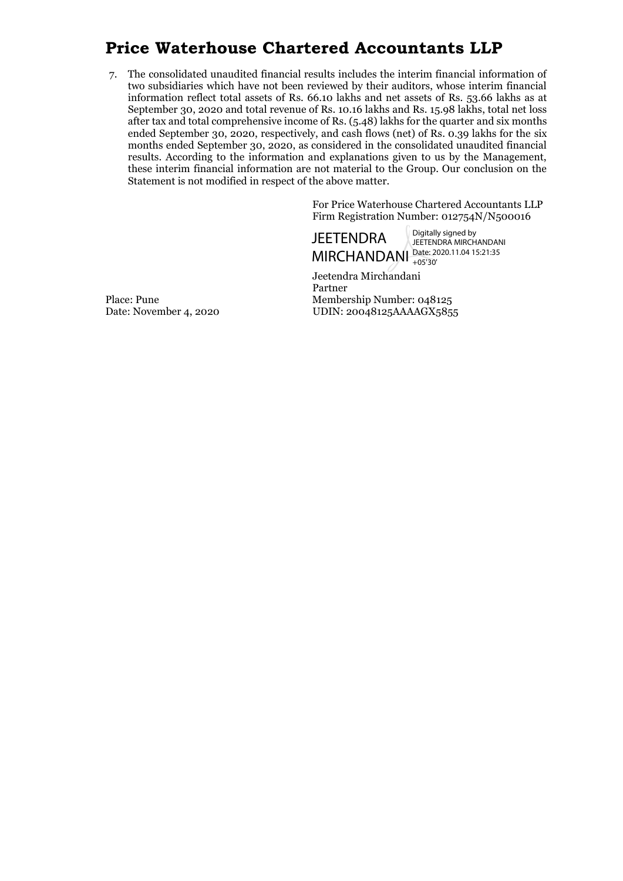# Price Waterhouse Chartered Accountants LLP

7. The consolidated unaudited financial results includes the interim financial information of two subsidiaries which have not been reviewed by their auditors, whose interim financial information reflect total assets of Rs. 66.10 lakhs and net assets of Rs. 53.66 lakhs as at September 30, 2020 and total revenue of Rs. 10.16 lakhs and Rs. 15.98 lakhs, total net loss after tax and total comprehensive income of Rs. (5.48) lakhs for the quarter and six months ended September 30, 2020, respectively, and cash flows (net) of Rs. 0.39 lakhs for the six months ended September 30, 2020, as considered in the consolidated unaudited financial results. According to the information and explanations given to us by the Management, these interim financial information are not material to the Group. Our conclusion on the Statement is not modified in respect of the above matter.

For Price Waterhouse Chartered Accountants LLP
Firm Registration Number: 012754N/N500016

JEETENDRA MIRCHANDANI
Digitally signed by JEETENDRA MIRCHANDANI
Date: 2020.11.04 15:21:35 +05'30'

Jeetendra Mirchandani
Partner
Membership Number: 048125
UDIN: 20048125AAAAGX5855

Place: Pune
Date: November 4, 2020